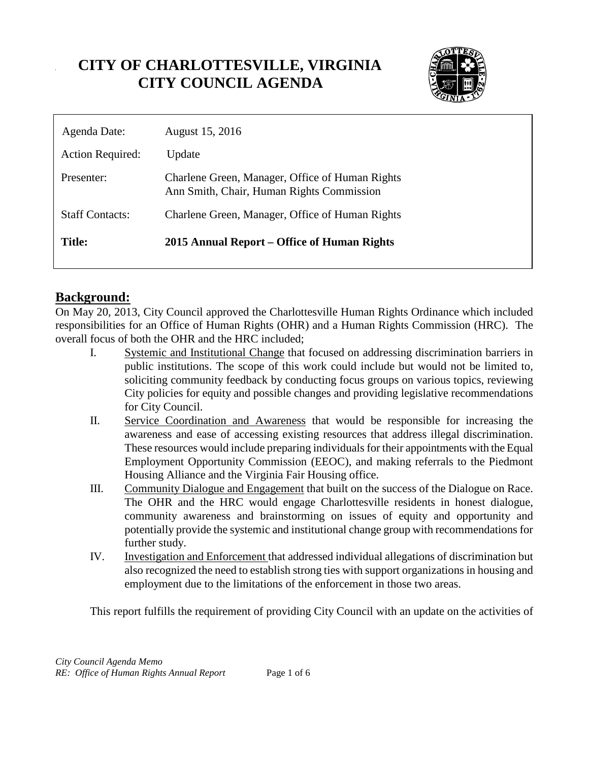# CITY OF CHARLOTTESVILLE, VIRGINIA
# CITY COUNCIL AGENDA

| | |
|---|---|
| Agenda Date: | August 15, 2016 |
| Action Required: | Update |
| Presenter: | Charlene Green, Manager, Office of Human Rights<br>Ann Smith, Chair, Human Rights Commission |
| Staff Contacts: | Charlene Green, Manager, Office of Human Rights |
| **Title:** | **2015 Annual Report – Office of Human Rights** |

## Background:

On May 20, 2013, City Council approved the Charlottesville Human Rights Ordinance which included responsibilities for an Office of Human Rights (OHR) and a Human Rights Commission (HRC). The overall focus of both the OHR and the HRC included;

I. Systemic and Institutional Change that focused on addressing discrimination barriers in public institutions. The scope of this work could include but would not be limited to, soliciting community feedback by conducting focus groups on various topics, reviewing City policies for equity and possible changes and providing legislative recommendations for City Council.

II. Service Coordination and Awareness that would be responsible for increasing the awareness and ease of accessing existing resources that address illegal discrimination. These resources would include preparing individuals for their appointments with the Equal Employment Opportunity Commission (EEOC), and making referrals to the Piedmont Housing Alliance and the Virginia Fair Housing office.

III. Community Dialogue and Engagement that built on the success of the Dialogue on Race. The OHR and the HRC would engage Charlottesville residents in honest dialogue, community awareness and brainstorming on issues of equity and opportunity and potentially provide the systemic and institutional change group with recommendations for further study.

IV. Investigation and Enforcement that addressed individual allegations of discrimination but also recognized the need to establish strong ties with support organizations in housing and employment due to the limitations of the enforcement in those two areas.

This report fulfills the requirement of providing City Council with an update on the activities of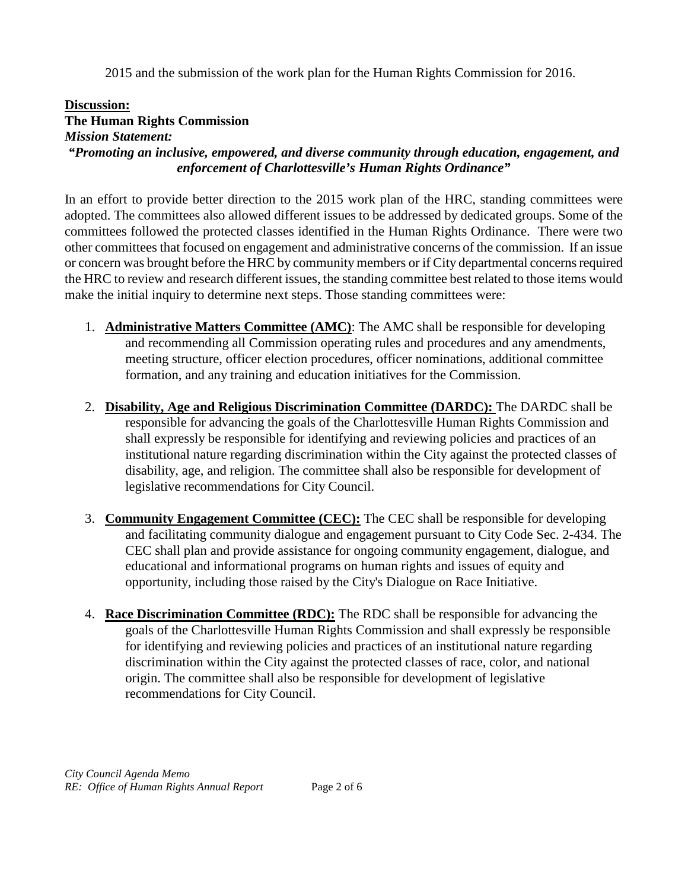2015 and the submission of the work plan for the Human Rights Commission for 2016.

**Discussion:**

**The Human Rights Commission**

***Mission Statement:***

***"Promoting an inclusive, empowered, and diverse community through education, engagement, and enforcement of Charlottesville's Human Rights Ordinance"***

In an effort to provide better direction to the 2015 work plan of the HRC, standing committees were adopted. The committees also allowed different issues to be addressed by dedicated groups. Some of the committees followed the protected classes identified in the Human Rights Ordinance. There were two other committees that focused on engagement and administrative concerns of the commission. If an issue or concern was brought before the HRC by community members or if City departmental concerns required the HRC to review and research different issues, the standing committee best related to those items would make the initial inquiry to determine next steps. Those standing committees were:

1. **Administrative Matters Committee (AMC)**: The AMC shall be responsible for developing and recommending all Commission operating rules and procedures and any amendments, meeting structure, officer election procedures, officer nominations, additional committee formation, and any training and education initiatives for the Commission.

2. **Disability, Age and Religious Discrimination Committee (DARDC):** The DARDC shall be responsible for advancing the goals of the Charlottesville Human Rights Commission and shall expressly be responsible for identifying and reviewing policies and practices of an institutional nature regarding discrimination within the City against the protected classes of disability, age, and religion. The committee shall also be responsible for development of legislative recommendations for City Council.

3. **Community Engagement Committee (CEC):** The CEC shall be responsible for developing and facilitating community dialogue and engagement pursuant to City Code Sec. 2-434. The CEC shall plan and provide assistance for ongoing community engagement, dialogue, and educational and informational programs on human rights and issues of equity and opportunity, including those raised by the City's Dialogue on Race Initiative.

4. **Race Discrimination Committee (RDC):** The RDC shall be responsible for advancing the goals of the Charlottesville Human Rights Commission and shall expressly be responsible for identifying and reviewing policies and practices of an institutional nature regarding discrimination within the City against the protected classes of race, color, and national origin. The committee shall also be responsible for development of legislative recommendations for City Council.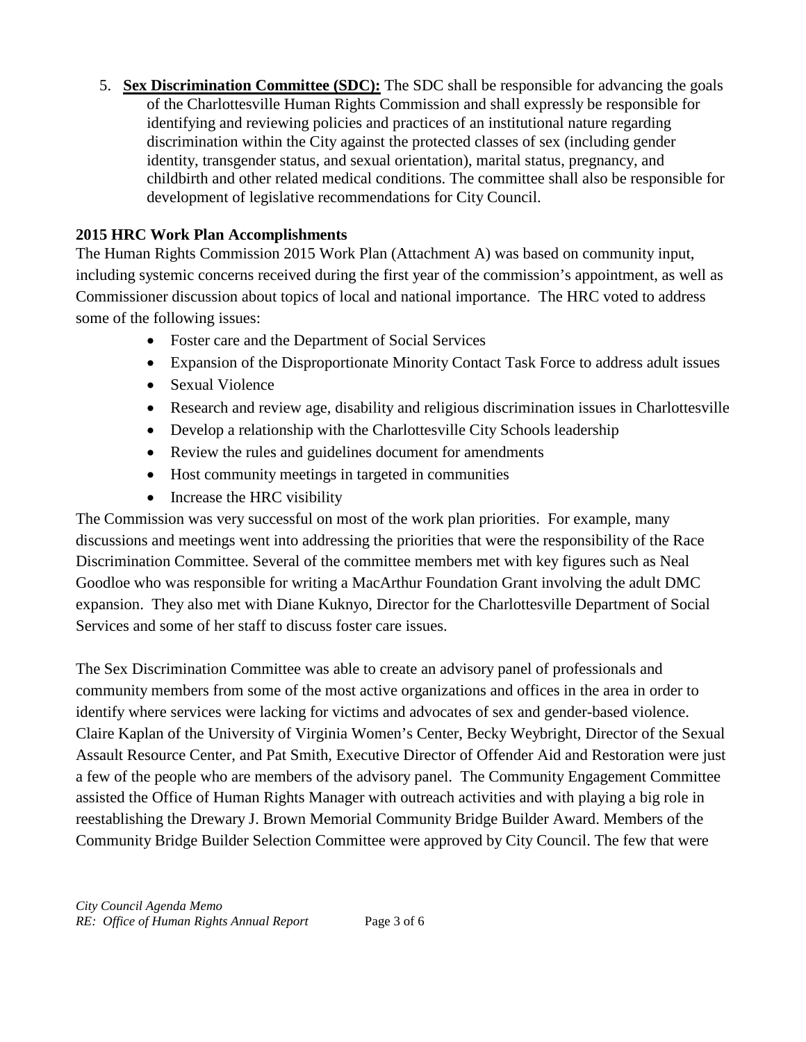5. **Sex Discrimination Committee (SDC):** The SDC shall be responsible for advancing the goals of the Charlottesville Human Rights Commission and shall expressly be responsible for identifying and reviewing policies and practices of an institutional nature regarding discrimination within the City against the protected classes of sex (including gender identity, transgender status, and sexual orientation), marital status, pregnancy, and childbirth and other related medical conditions. The committee shall also be responsible for development of legislative recommendations for City Council.

**2015 HRC Work Plan Accomplishments**

The Human Rights Commission 2015 Work Plan (Attachment A) was based on community input, including systemic concerns received during the first year of the commission's appointment, as well as Commissioner discussion about topics of local and national importance. The HRC voted to address some of the following issues:

- Foster care and the Department of Social Services
- Expansion of the Disproportionate Minority Contact Task Force to address adult issues
- Sexual Violence
- Research and review age, disability and religious discrimination issues in Charlottesville
- Develop a relationship with the Charlottesville City Schools leadership
- Review the rules and guidelines document for amendments
- Host community meetings in targeted in communities
- Increase the HRC visibility

The Commission was very successful on most of the work plan priorities. For example, many discussions and meetings went into addressing the priorities that were the responsibility of the Race Discrimination Committee. Several of the committee members met with key figures such as Neal Goodloe who was responsible for writing a MacArthur Foundation Grant involving the adult DMC expansion. They also met with Diane Kuknyo, Director for the Charlottesville Department of Social Services and some of her staff to discuss foster care issues.

The Sex Discrimination Committee was able to create an advisory panel of professionals and community members from some of the most active organizations and offices in the area in order to identify where services were lacking for victims and advocates of sex and gender-based violence. Claire Kaplan of the University of Virginia Women's Center, Becky Weybright, Director of the Sexual Assault Resource Center, and Pat Smith, Executive Director of Offender Aid and Restoration were just a few of the people who are members of the advisory panel. The Community Engagement Committee assisted the Office of Human Rights Manager with outreach activities and with playing a big role in reestablishing the Drewary J. Brown Memorial Community Bridge Builder Award. Members of the Community Bridge Builder Selection Committee were approved by City Council. The few that were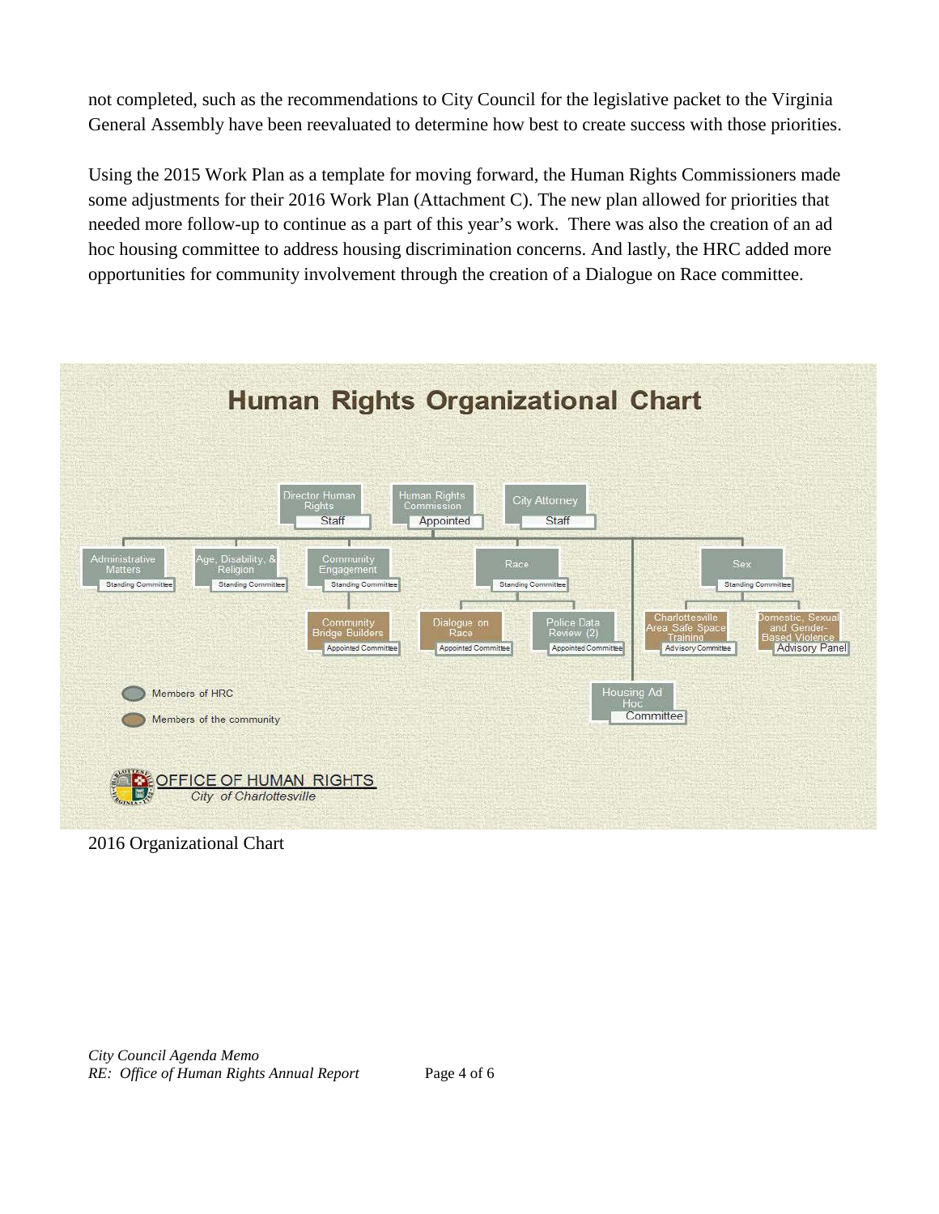not completed, such as the recommendations to City Council for the legislative packet to the Virginia General Assembly have been reevaluated to determine how best to create success with those priorities.

Using the 2015 Work Plan as a template for moving forward, the Human Rights Commissioners made some adjustments for their 2016 Work Plan (Attachment C). The new plan allowed for priorities that needed more follow-up to continue as a part of this year's work. There was also the creation of an ad hoc housing committee to address housing discrimination concerns. And lastly, the HRC added more opportunities for community involvement through the creation of a Dialogue on Race committee.

**Human Rights Organizational Chart**

- Director Human Rights — Staff
- Human Rights Commission — Appointed
- City Attorney — Staff

- Administrative Matters — Standing Committee
- Age, Disability, & Religion — Standing Committee
- Community Engagement — Standing Committee
  - Community Bridge Builders — Appointed Committee
- Race — Standing Committee
  - Dialogue on Race — Appointed Committee
  - Police Data Review (2) — Appointed Committee
- Housing Ad Hoc — Committee
- Sex — Standing Committee
  - Charlottesville Area Safe Space Training — Advisory Committee
  - Domestic, Sexual and Gender-Based Violence — Advisory Panel

Legend: Members of HRC; Members of the community

OFFICE OF HUMAN RIGHTS
*City of Charlottesville*

2016 Organizational Chart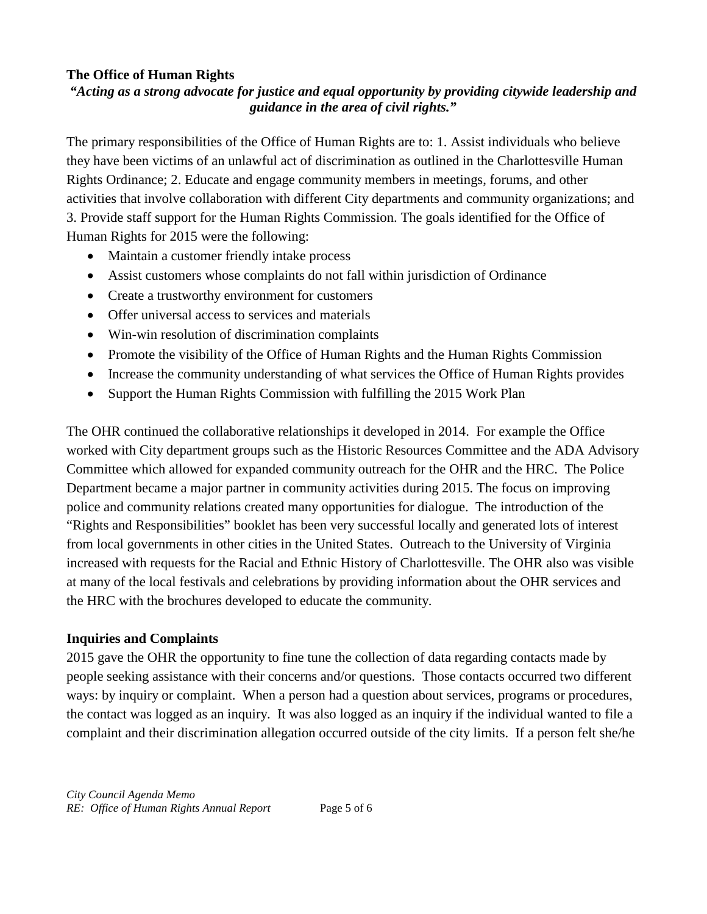**The Office of Human Rights**

***"Acting as a strong advocate for justice and equal opportunity by providing citywide leadership and guidance in the area of civil rights."***

The primary responsibilities of the Office of Human Rights are to: 1. Assist individuals who believe they have been victims of an unlawful act of discrimination as outlined in the Charlottesville Human Rights Ordinance; 2. Educate and engage community members in meetings, forums, and other activities that involve collaboration with different City departments and community organizations; and 3. Provide staff support for the Human Rights Commission. The goals identified for the Office of Human Rights for 2015 were the following:

- Maintain a customer friendly intake process
- Assist customers whose complaints do not fall within jurisdiction of Ordinance
- Create a trustworthy environment for customers
- Offer universal access to services and materials
- Win-win resolution of discrimination complaints
- Promote the visibility of the Office of Human Rights and the Human Rights Commission
- Increase the community understanding of what services the Office of Human Rights provides
- Support the Human Rights Commission with fulfilling the 2015 Work Plan

The OHR continued the collaborative relationships it developed in 2014. For example the Office worked with City department groups such as the Historic Resources Committee and the ADA Advisory Committee which allowed for expanded community outreach for the OHR and the HRC. The Police Department became a major partner in community activities during 2015. The focus on improving police and community relations created many opportunities for dialogue. The introduction of the "Rights and Responsibilities" booklet has been very successful locally and generated lots of interest from local governments in other cities in the United States. Outreach to the University of Virginia increased with requests for the Racial and Ethnic History of Charlottesville. The OHR also was visible at many of the local festivals and celebrations by providing information about the OHR services and the HRC with the brochures developed to educate the community.

**Inquiries and Complaints**

2015 gave the OHR the opportunity to fine tune the collection of data regarding contacts made by people seeking assistance with their concerns and/or questions. Those contacts occurred two different ways: by inquiry or complaint. When a person had a question about services, programs or procedures, the contact was logged as an inquiry. It was also logged as an inquiry if the individual wanted to file a complaint and their discrimination allegation occurred outside of the city limits. If a person felt she/he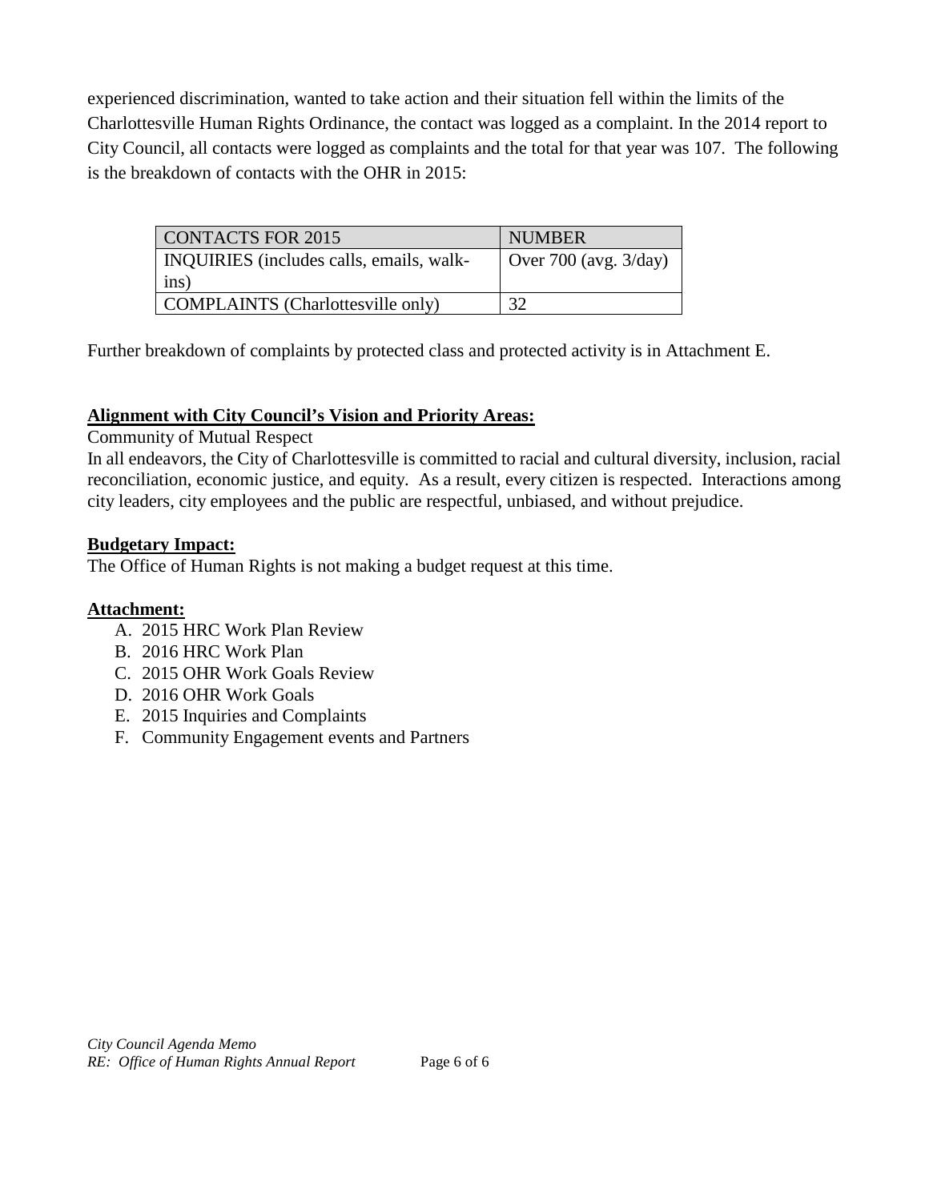experienced discrimination, wanted to take action and their situation fell within the limits of the Charlottesville Human Rights Ordinance, the contact was logged as a complaint. In the 2014 report to City Council, all contacts were logged as complaints and the total for that year was 107. The following is the breakdown of contacts with the OHR in 2015:

| CONTACTS FOR 2015 | NUMBER |
|---|---|
| INQUIRIES (includes calls, emails, walk-ins) | Over 700 (avg. 3/day) |
| COMPLAINTS (Charlottesville only) | 32 |

Further breakdown of complaints by protected class and protected activity is in Attachment E.

**Alignment with City Council's Vision and Priority Areas:**

Community of Mutual Respect

In all endeavors, the City of Charlottesville is committed to racial and cultural diversity, inclusion, racial reconciliation, economic justice, and equity. As a result, every citizen is respected. Interactions among city leaders, city employees and the public are respectful, unbiased, and without prejudice.

**Budgetary Impact:**

The Office of Human Rights is not making a budget request at this time.

**Attachment:**

A. 2015 HRC Work Plan Review
B. 2016 HRC Work Plan
C. 2015 OHR Work Goals Review
D. 2016 OHR Work Goals
E. 2015 Inquiries and Complaints
F. Community Engagement events and Partners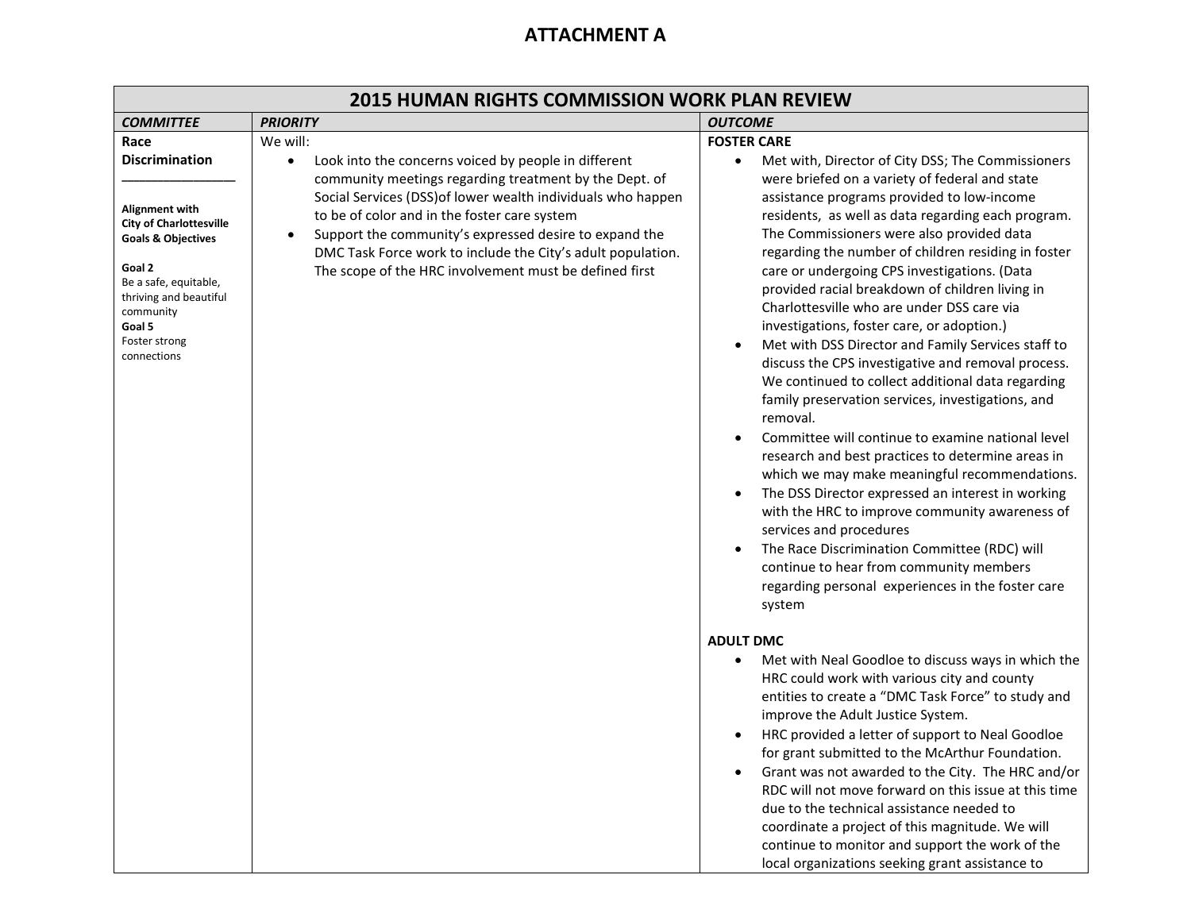# ATTACHMENT A

| 2015 HUMAN RIGHTS COMMISSION WORK PLAN REVIEW | | |
|---|---|---|
| ***COMMITTEE*** | ***PRIORITY*** | ***OUTCOME*** |
| **Race Discrimination**<br>________________<br>**Alignment with City of Charlottesville Goals & Objectives**<br><br>**Goal 2**<br>Be a safe, equitable, thriving and beautiful community<br>**Goal 5**<br>Foster strong connections | We will:<br>• Look into the concerns voiced by people in different community meetings regarding treatment by the Dept. of Social Services (DSS)of lower wealth individuals who happen to be of color and in the foster care system<br>• Support the community's expressed desire to expand the DMC Task Force work to include the City's adult population. The scope of the HRC involvement must be defined first | **FOSTER CARE**<br>• Met with, Director of City DSS; The Commissioners were briefed on a variety of federal and state assistance programs provided to low-income residents, as well as data regarding each program. The Commissioners were also provided data regarding the number of children residing in foster care or undergoing CPS investigations. (Data provided racial breakdown of children living in Charlottesville who are under DSS care via investigations, foster care, or adoption.)<br>• Met with DSS Director and Family Services staff to discuss the CPS investigative and removal process. We continued to collect additional data regarding family preservation services, investigations, and removal.<br>• Committee will continue to examine national level research and best practices to determine areas in which we may make meaningful recommendations.<br>• The DSS Director expressed an interest in working with the HRC to improve community awareness of services and procedures<br>• The Race Discrimination Committee (RDC) will continue to hear from community members regarding personal experiences in the foster care system<br><br>**ADULT DMC**<br>• Met with Neal Goodloe to discuss ways in which the HRC could work with various city and county entities to create a "DMC Task Force" to study and improve the Adult Justice System.<br>• HRC provided a letter of support to Neal Goodloe for grant submitted to the McArthur Foundation.<br>• Grant was not awarded to the City. The HRC and/or RDC will not move forward on this issue at this time due to the technical assistance needed to coordinate a project of this magnitude. We will continue to monitor and support the work of the local organizations seeking grant assistance to |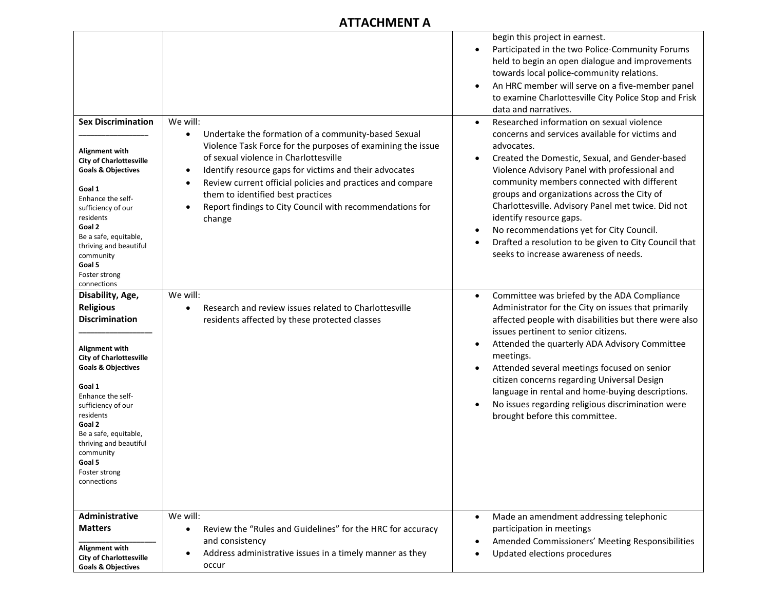# ATTACHMENT A

| | | |
|---|---|---|
| | | • begin this project in earnest.<br>• Participated in the two Police-Community Forums held to begin an open dialogue and improvements towards local police-community relations.<br>• An HRC member will serve on a five-member panel to examine Charlottesville City Police Stop and Frisk data and narratives. |
| **Sex Discrimination**<br>________________<br>**Alignment with City of Charlottesville Goals & Objectives**<br><br>**Goal 1**<br>Enhance the self-sufficiency of our residents<br>**Goal 2**<br>Be a safe, equitable, thriving and beautiful community<br>**Goal 5**<br>Foster strong connections | We will:<br>• Undertake the formation of a community-based Sexual Violence Task Force for the purposes of examining the issue of sexual violence in Charlottesville<br>• Identify resource gaps for victims and their advocates<br>• Review current official policies and practices and compare them to identified best practices<br>• Report findings to City Council with recommendations for change | • Researched information on sexual violence concerns and services available for victims and advocates.<br>• Created the Domestic, Sexual, and Gender-based Violence Advisory Panel with professional and community members connected with different groups and organizations across the City of Charlottesville. Advisory Panel met twice. Did not identify resource gaps.<br>• No recommendations yet for City Council.<br>• Drafted a resolution to be given to City Council that seeks to increase awareness of needs. |
| **Disability, Age, Religious Discrimination**<br>________________<br>**Alignment with City of Charlottesville Goals & Objectives**<br><br>**Goal 1**<br>Enhance the self-sufficiency of our residents<br>**Goal 2**<br>Be a safe, equitable, thriving and beautiful community<br>**Goal 5**<br>Foster strong connections | We will:<br>• Research and review issues related to Charlottesville residents affected by these protected classes | • Committee was briefed by the ADA Compliance Administrator for the City on issues that primarily affected people with disabilities but there were also issues pertinent to senior citizens.<br>• Attended the quarterly ADA Advisory Committee meetings.<br>• Attended several meetings focused on senior citizen concerns regarding Universal Design language in rental and home-buying descriptions.<br>• No issues regarding religious discrimination were brought before this committee. |
| **Administrative Matters**<br>________________<br>**Alignment with City of Charlottesville Goals & Objectives** | We will:<br>• Review the "Rules and Guidelines" for the HRC for accuracy and consistency<br>• Address administrative issues in a timely manner as they occur | • Made an amendment addressing telephonic participation in meetings<br>• Amended Commissioners' Meeting Responsibilities<br>• Updated elections procedures |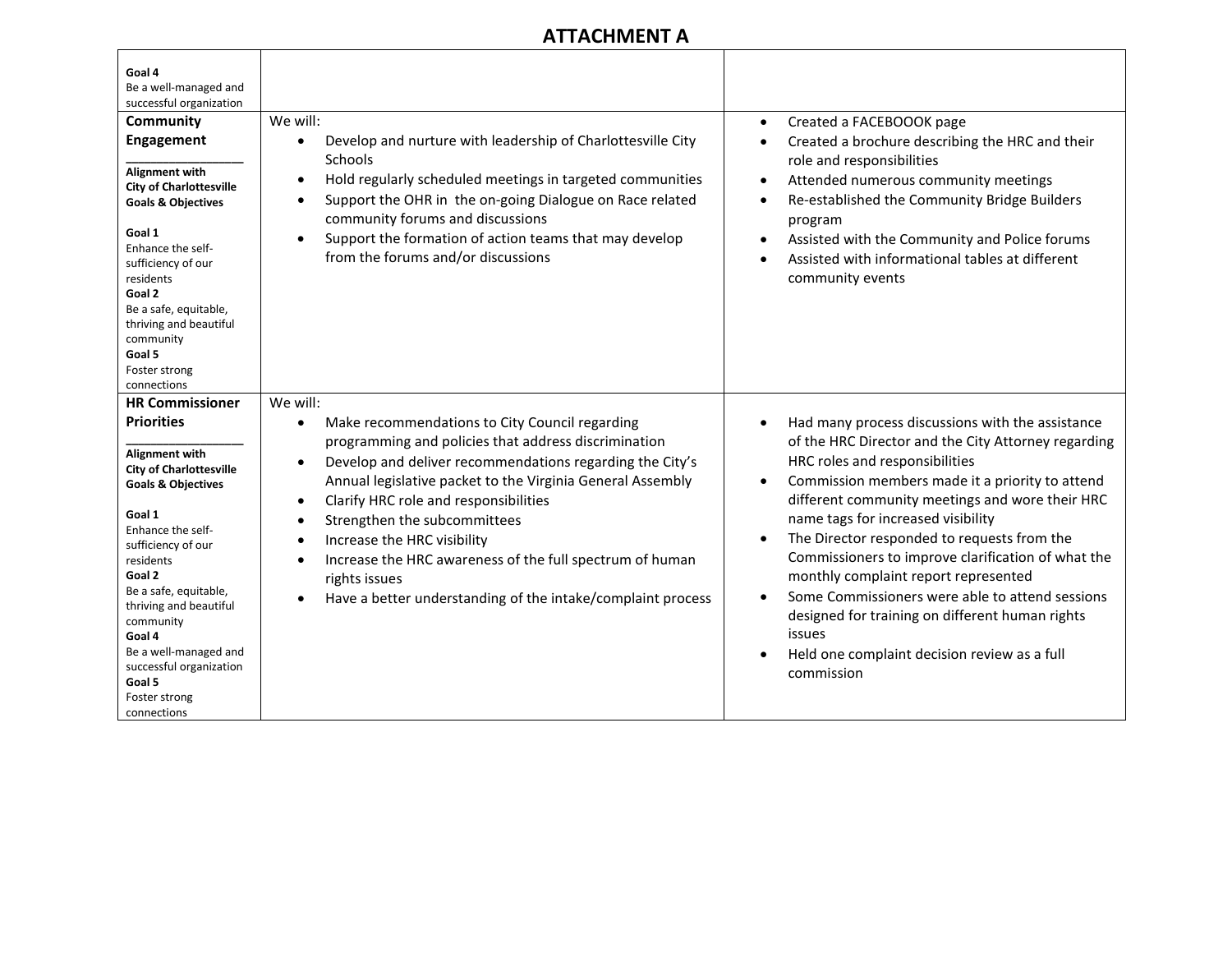# ATTACHMENT A

| | | |
|---|---|---|
| **Goal 4**<br>Be a well-managed and successful organization | | |
| **Community Engagement**<br>\_\_\_\_\_\_\_\_\_\_\_\_\_\_\_\_<br>**Alignment with City of Charlottesville Goals & Objectives**<br><br>**Goal 1**<br>Enhance the self-sufficiency of our residents<br>**Goal 2**<br>Be a safe, equitable, thriving and beautiful community<br>**Goal 5**<br>Foster strong connections | We will:<br>• Develop and nurture with leadership of Charlottesville City Schools<br>• Hold regularly scheduled meetings in targeted communities<br>• Support the OHR in the on-going Dialogue on Race related community forums and discussions<br>• Support the formation of action teams that may develop from the forums and/or discussions | • Created a FACEBOOOK page<br>• Created a brochure describing the HRC and their role and responsibilities<br>• Attended numerous community meetings<br>• Re-established the Community Bridge Builders program<br>• Assisted with the Community and Police forums<br>• Assisted with informational tables at different community events |
| **HR Commissioner Priorities**<br>\_\_\_\_\_\_\_\_\_\_\_\_\_\_\_\_<br>**Alignment with City of Charlottesville Goals & Objectives**<br><br>**Goal 1**<br>Enhance the self-sufficiency of our residents<br>**Goal 2**<br>Be a safe, equitable, thriving and beautiful community<br>**Goal 4**<br>Be a well-managed and successful organization<br>**Goal 5**<br>Foster strong connections | We will:<br>• Make recommendations to City Council regarding programming and policies that address discrimination<br>• Develop and deliver recommendations regarding the City's Annual legislative packet to the Virginia General Assembly<br>• Clarify HRC role and responsibilities<br>• Strengthen the subcommittees<br>• Increase the HRC visibility<br>• Increase the HRC awareness of the full spectrum of human rights issues<br>• Have a better understanding of the intake/complaint process | • Had many process discussions with the assistance of the HRC Director and the City Attorney regarding HRC roles and responsibilities<br>• Commission members made it a priority to attend different community meetings and wore their HRC name tags for increased visibility<br>• The Director responded to requests from the Commissioners to improve clarification of what the monthly complaint report represented<br>• Some Commissioners were able to attend sessions designed for training on different human rights issues<br>• Held one complaint decision review as a full commission |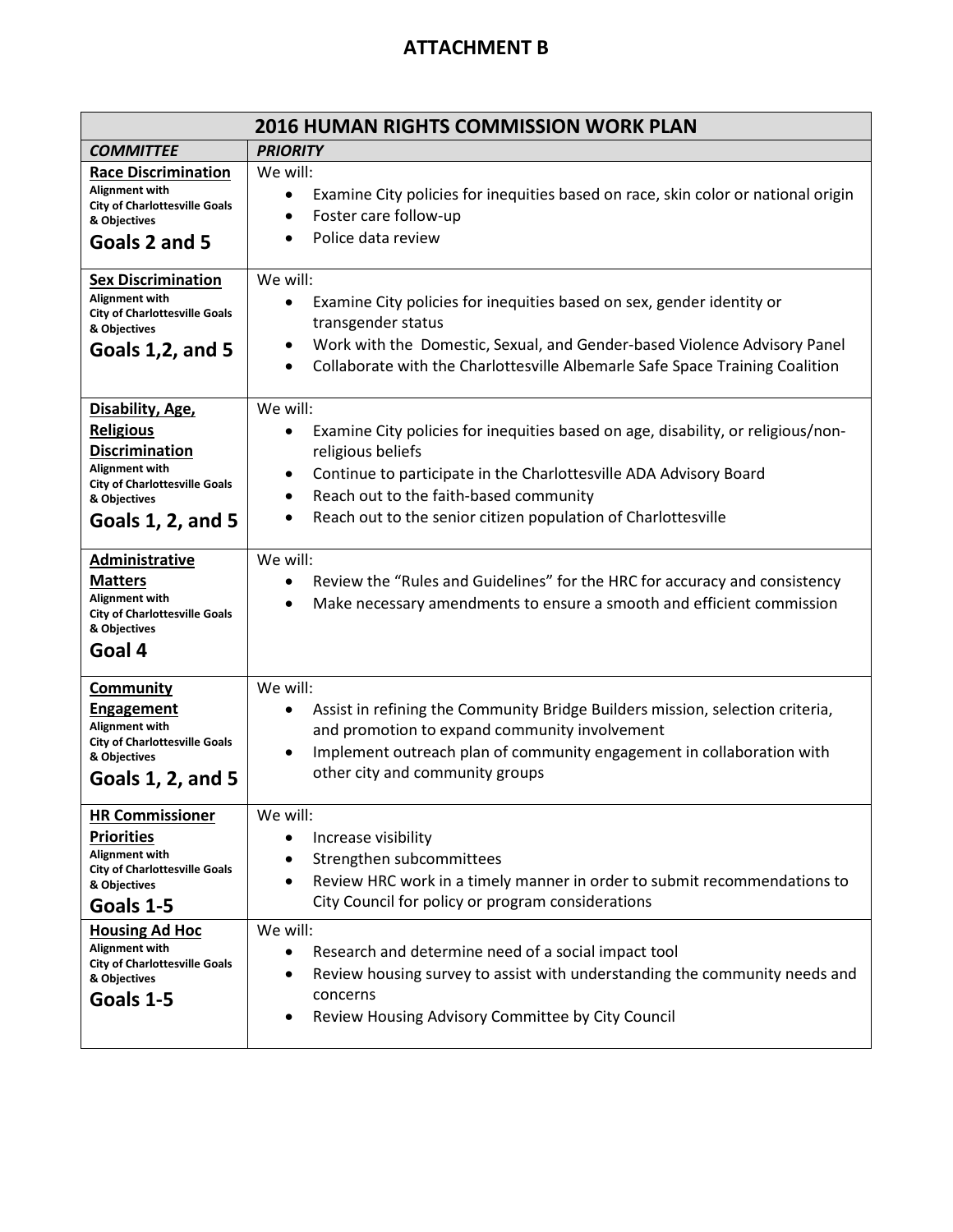# ATTACHMENT B

| 2016 HUMAN RIGHTS COMMISSION WORK PLAN | |
|---|---|
| ***COMMITTEE*** | ***PRIORITY*** |
| **Race Discrimination**<br>**Alignment with City of Charlottesville Goals & Objectives**<br>**Goals 2 and 5** | We will:<br>• Examine City policies for inequities based on race, skin color or national origin<br>• Foster care follow-up<br>• Police data review |
| **Sex Discrimination**<br>**Alignment with City of Charlottesville Goals & Objectives**<br>**Goals 1,2, and 5** | We will:<br>• Examine City policies for inequities based on sex, gender identity or transgender status<br>• Work with the Domestic, Sexual, and Gender-based Violence Advisory Panel<br>• Collaborate with the Charlottesville Albemarle Safe Space Training Coalition |
| **Disability, Age, Religious Discrimination**<br>**Alignment with City of Charlottesville Goals & Objectives**<br>**Goals 1, 2, and 5** | We will:<br>• Examine City policies for inequities based on age, disability, or religious/non-religious beliefs<br>• Continue to participate in the Charlottesville ADA Advisory Board<br>• Reach out to the faith-based community<br>• Reach out to the senior citizen population of Charlottesville |
| **Administrative Matters**<br>**Alignment with City of Charlottesville Goals & Objectives**<br>**Goal 4** | We will:<br>• Review the "Rules and Guidelines" for the HRC for accuracy and consistency<br>• Make necessary amendments to ensure a smooth and efficient commission |
| **Community Engagement**<br>**Alignment with City of Charlottesville Goals & Objectives**<br>**Goals 1, 2, and 5** | We will:<br>• Assist in refining the Community Bridge Builders mission, selection criteria, and promotion to expand community involvement<br>• Implement outreach plan of community engagement in collaboration with other city and community groups |
| **HR Commissioner Priorities**<br>**Alignment with City of Charlottesville Goals & Objectives**<br>**Goals 1-5** | We will:<br>• Increase visibility<br>• Strengthen subcommittees<br>• Review HRC work in a timely manner in order to submit recommendations to City Council for policy or program considerations |
| **Housing Ad Hoc**<br>**Alignment with City of Charlottesville Goals & Objectives**<br>**Goals 1-5** | We will:<br>• Research and determine need of a social impact tool<br>• Review housing survey to assist with understanding the community needs and concerns<br>• Review Housing Advisory Committee by City Council |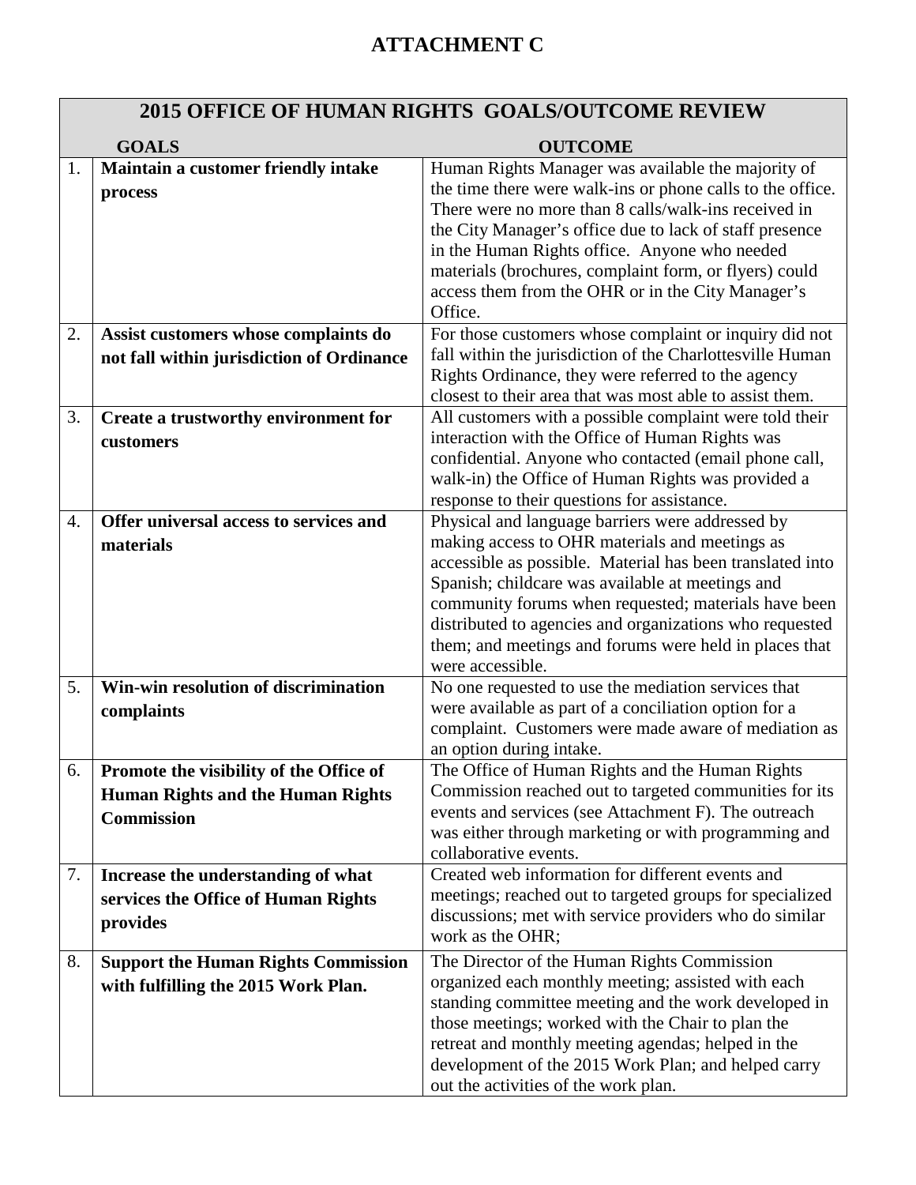# ATTACHMENT C

| 2015 OFFICE OF HUMAN RIGHTS GOALS/OUTCOME REVIEW | | |
|---|---|---|
| | **GOALS** | **OUTCOME** |
| 1. | **Maintain a customer friendly intake process** | Human Rights Manager was available the majority of the time there were walk-ins or phone calls to the office. There were no more than 8 calls/walk-ins received in the City Manager's office due to lack of staff presence in the Human Rights office. Anyone who needed materials (brochures, complaint form, or flyers) could access them from the OHR or in the City Manager's Office. |
| 2. | **Assist customers whose complaints do not fall within jurisdiction of Ordinance** | For those customers whose complaint or inquiry did not fall within the jurisdiction of the Charlottesville Human Rights Ordinance, they were referred to the agency closest to their area that was most able to assist them. |
| 3. | **Create a trustworthy environment for customers** | All customers with a possible complaint were told their interaction with the Office of Human Rights was confidential. Anyone who contacted (email phone call, walk-in) the Office of Human Rights was provided a response to their questions for assistance. |
| 4. | **Offer universal access to services and materials** | Physical and language barriers were addressed by making access to OHR materials and meetings as accessible as possible. Material has been translated into Spanish; childcare was available at meetings and community forums when requested; materials have been distributed to agencies and organizations who requested them; and meetings and forums were held in places that were accessible. |
| 5. | **Win-win resolution of discrimination complaints** | No one requested to use the mediation services that were available as part of a conciliation option for a complaint. Customers were made aware of mediation as an option during intake. |
| 6. | **Promote the visibility of the Office of Human Rights and the Human Rights Commission** | The Office of Human Rights and the Human Rights Commission reached out to targeted communities for its events and services (see Attachment F). The outreach was either through marketing or with programming and collaborative events. |
| 7. | **Increase the understanding of what services the Office of Human Rights provides** | Created web information for different events and meetings; reached out to targeted groups for specialized discussions; met with service providers who do similar work as the OHR; |
| 8. | **Support the Human Rights Commission with fulfilling the 2015 Work Plan.** | The Director of the Human Rights Commission organized each monthly meeting; assisted with each standing committee meeting and the work developed in those meetings; worked with the Chair to plan the retreat and monthly meeting agendas; helped in the development of the 2015 Work Plan; and helped carry out the activities of the work plan. |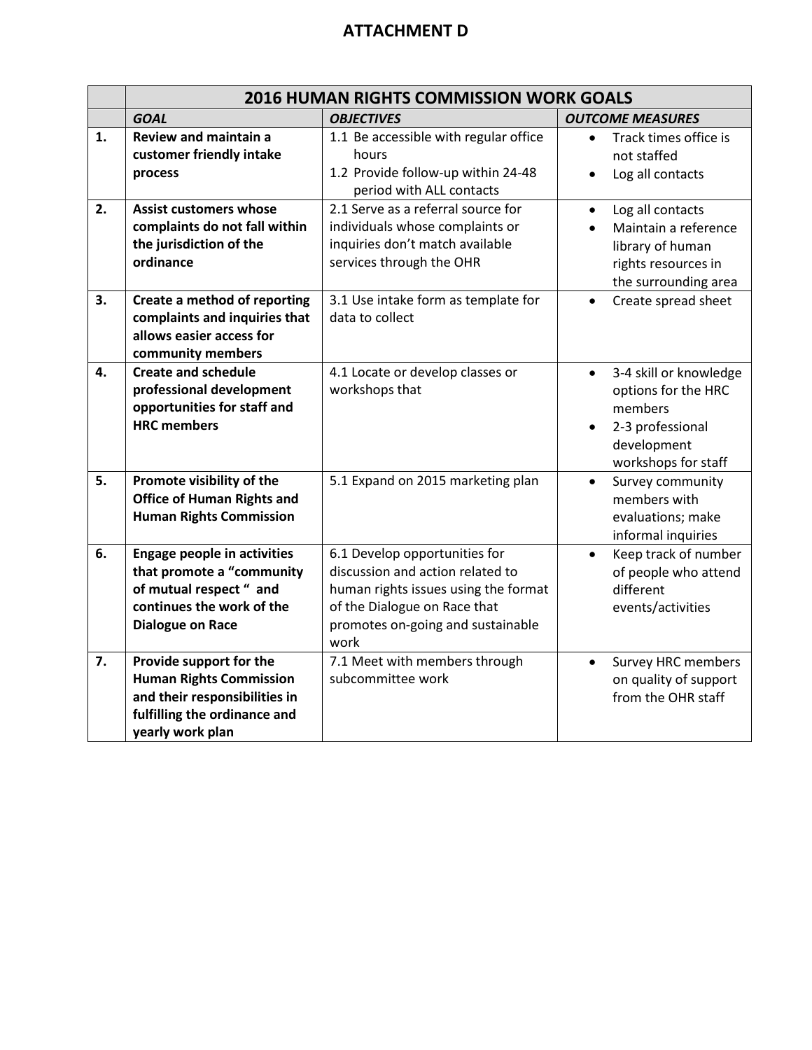# ATTACHMENT D

| | 2016 HUMAN RIGHTS COMMISSION WORK GOALS | | |
|---|---|---|---|
| | ***GOAL*** | ***OBJECTIVES*** | ***OUTCOME MEASURES*** |
| **1.** | **Review and maintain a customer friendly intake process** | 1.1 Be accessible with regular office hours<br>1.2 Provide follow-up within 24-48 period with ALL contacts | • Track times office is not staffed<br>• Log all contacts |
| **2.** | **Assist customers whose complaints do not fall within the jurisdiction of the ordinance** | 2.1 Serve as a referral source for individuals whose complaints or inquiries don't match available services through the OHR | • Log all contacts<br>• Maintain a reference library of human rights resources in the surrounding area |
| **3.** | **Create a method of reporting complaints and inquiries that allows easier access for community members** | 3.1 Use intake form as template for data to collect | • Create spread sheet |
| **4.** | **Create and schedule professional development opportunities for staff and HRC members** | 4.1 Locate or develop classes or workshops that | • 3-4 skill or knowledge options for the HRC members<br>• 2-3 professional development workshops for staff |
| **5.** | **Promote visibility of the Office of Human Rights and Human Rights Commission** | 5.1 Expand on 2015 marketing plan | • Survey community members with evaluations; make informal inquiries |
| **6.** | **Engage people in activities that promote a "community of mutual respect " and continues the work of the Dialogue on Race** | 6.1 Develop opportunities for discussion and action related to human rights issues using the format of the Dialogue on Race that promotes on-going and sustainable work | • Keep track of number of people who attend different events/activities |
| **7.** | **Provide support for the Human Rights Commission and their responsibilities in fulfilling the ordinance and yearly work plan** | 7.1 Meet with members through subcommittee work | • Survey HRC members on quality of support from the OHR staff |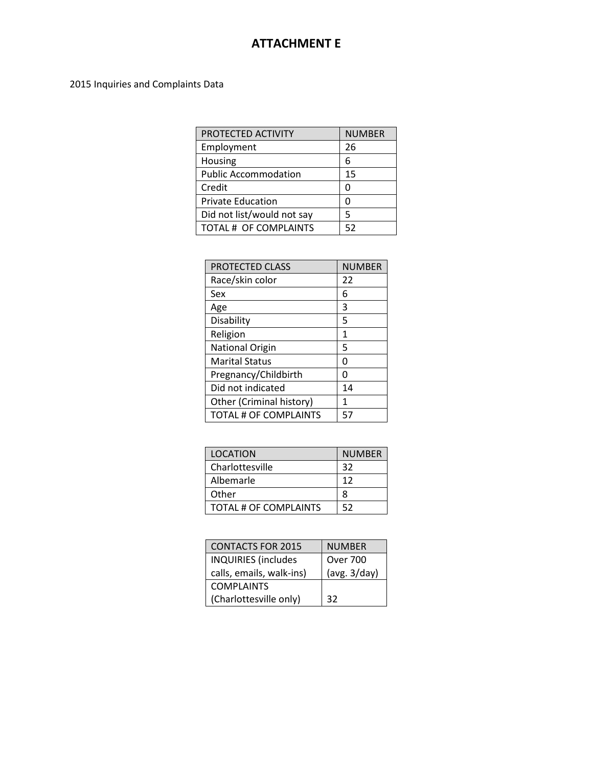# ATTACHMENT E

2015 Inquiries and Complaints Data

| PROTECTED ACTIVITY | NUMBER |
|---|---|
| Employment | 26 |
| Housing | 6 |
| Public Accommodation | 15 |
| Credit | 0 |
| Private Education | 0 |
| Did not list/would not say | 5 |
| TOTAL # OF COMPLAINTS | 52 |

| PROTECTED CLASS | NUMBER |
|---|---|
| Race/skin color | 22 |
| Sex | 6 |
| Age | 3 |
| Disability | 5 |
| Religion | 1 |
| National Origin | 5 |
| Marital Status | 0 |
| Pregnancy/Childbirth | 0 |
| Did not indicated | 14 |
| Other (Criminal history) | 1 |
| TOTAL # OF COMPLAINTS | 57 |

| LOCATION | NUMBER |
|---|---|
| Charlottesville | 32 |
| Albemarle | 12 |
| Other | 8 |
| TOTAL # OF COMPLAINTS | 52 |

| CONTACTS FOR 2015 | NUMBER |
|---|---|
| INQUIRIES (includes calls, emails, walk-ins) | Over 700 (avg. 3/day) |
| COMPLAINTS (Charlottesville only) | 32 |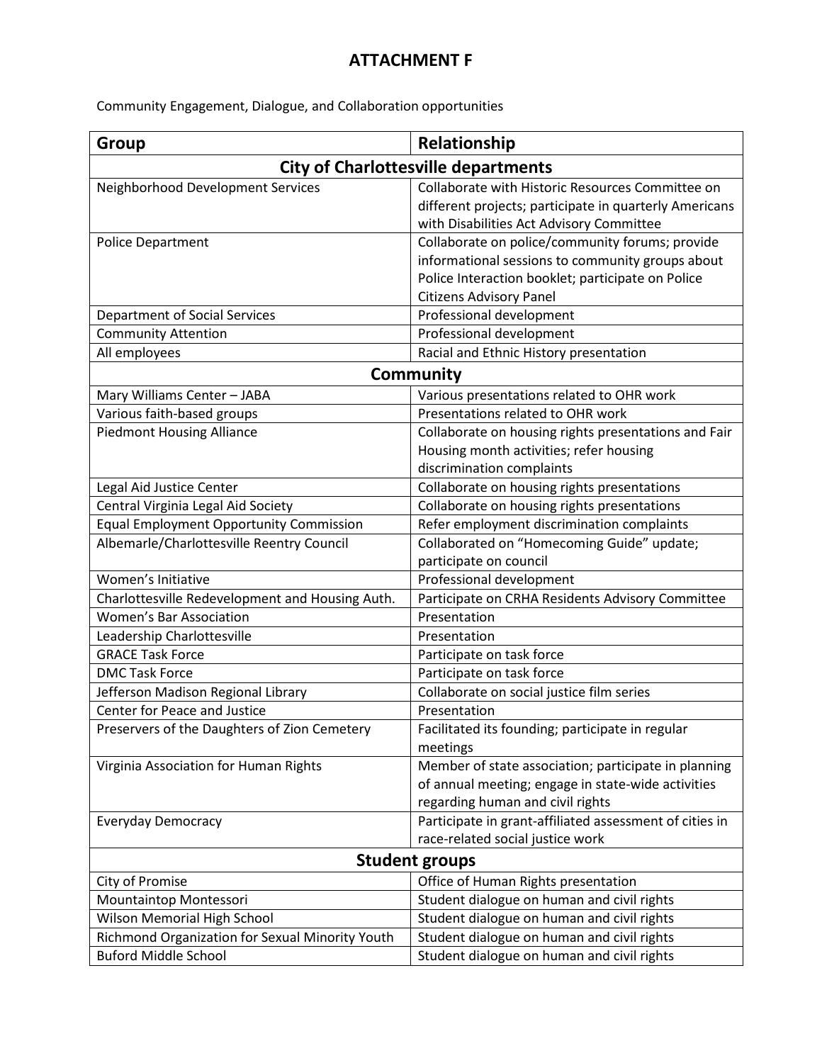# ATTACHMENT F

Community Engagement, Dialogue, and Collaboration opportunities

| Group | Relationship |
|---|---|
| **City of Charlottesville departments** | |
| Neighborhood Development Services | Collaborate with Historic Resources Committee on different projects; participate in quarterly Americans with Disabilities Act Advisory Committee |
| Police Department | Collaborate on police/community forums; provide informational sessions to community groups about Police Interaction booklet; participate on Police Citizens Advisory Panel |
| Department of Social Services | Professional development |
| Community Attention | Professional development |
| All employees | Racial and Ethnic History presentation |
| **Community** | |
| Mary Williams Center – JABA | Various presentations related to OHR work |
| Various faith-based groups | Presentations related to OHR work |
| Piedmont Housing Alliance | Collaborate on housing rights presentations and Fair Housing month activities; refer housing discrimination complaints |
| Legal Aid Justice Center | Collaborate on housing rights presentations |
| Central Virginia Legal Aid Society | Collaborate on housing rights presentations |
| Equal Employment Opportunity Commission | Refer employment discrimination complaints |
| Albemarle/Charlottesville Reentry Council | Collaborated on "Homecoming Guide" update; participate on council |
| Women's Initiative | Professional development |
| Charlottesville Redevelopment and Housing Auth. | Participate on CRHA Residents Advisory Committee |
| Women's Bar Association | Presentation |
| Leadership Charlottesville | Presentation |
| GRACE Task Force | Participate on task force |
| DMC Task Force | Participate on task force |
| Jefferson Madison Regional Library | Collaborate on social justice film series |
| Center for Peace and Justice | Presentation |
| Preservers of the Daughters of Zion Cemetery | Facilitated its founding; participate in regular meetings |
| Virginia Association for Human Rights | Member of state association; participate in planning of annual meeting; engage in state-wide activities regarding human and civil rights |
| Everyday Democracy | Participate in grant-affiliated assessment of cities in race-related social justice work |
| **Student groups** | |
| City of Promise | Office of Human Rights presentation |
| Mountaintop Montessori | Student dialogue on human and civil rights |
| Wilson Memorial High School | Student dialogue on human and civil rights |
| Richmond Organization for Sexual Minority Youth | Student dialogue on human and civil rights |
| Buford Middle School | Student dialogue on human and civil rights |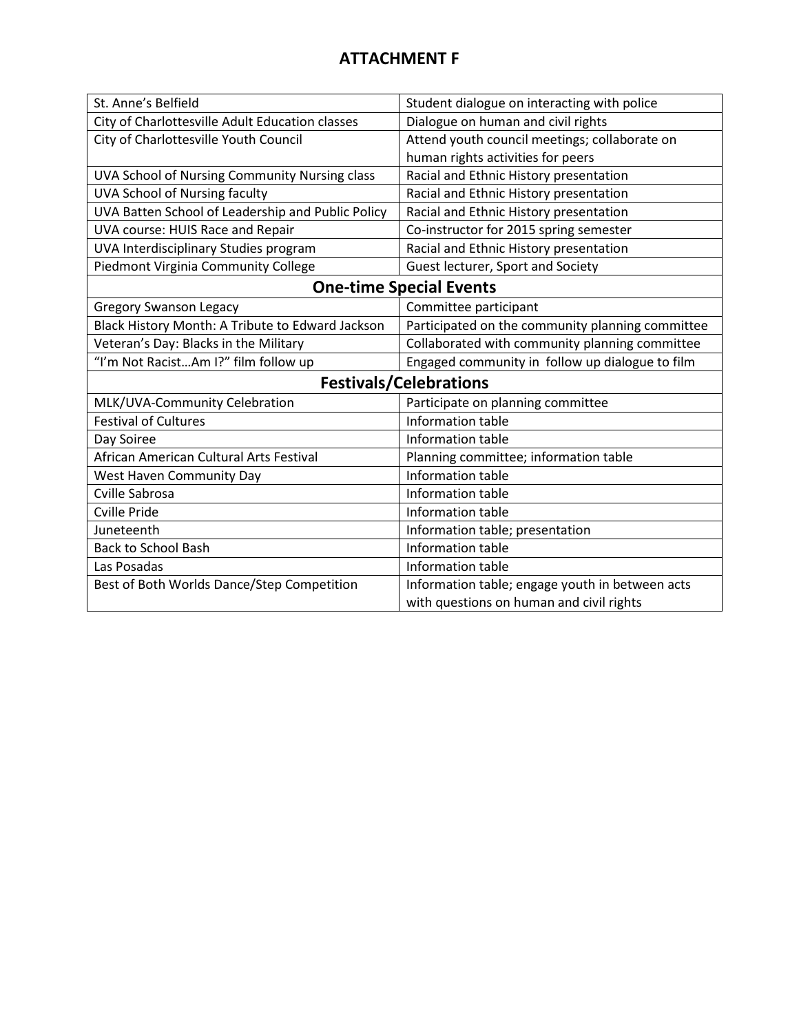## ATTACHMENT F

| | |
|---|---|
| St. Anne's Belfield | Student dialogue on interacting with police |
| City of Charlottesville Adult Education classes | Dialogue on human and civil rights |
| City of Charlottesville Youth Council | Attend youth council meetings; collaborate on human rights activities for peers |
| UVA School of Nursing Community Nursing class | Racial and Ethnic History presentation |
| UVA School of Nursing faculty | Racial and Ethnic History presentation |
| UVA Batten School of Leadership and Public Policy | Racial and Ethnic History presentation |
| UVA course: HUIS Race and Repair | Co-instructor for 2015 spring semester |
| UVA Interdisciplinary Studies program | Racial and Ethnic History presentation |
| Piedmont Virginia Community College | Guest lecturer, Sport and Society |
| **One-time Special Events** | |
| Gregory Swanson Legacy | Committee participant |
| Black History Month: A Tribute to Edward Jackson | Participated on the community planning committee |
| Veteran's Day: Blacks in the Military | Collaborated with community planning committee |
| "I'm Not Racist…Am I?" film follow up | Engaged community in follow up dialogue to film |
| **Festivals/Celebrations** | |
| MLK/UVA-Community Celebration | Participate on planning committee |
| Festival of Cultures | Information table |
| Day Soiree | Information table |
| African American Cultural Arts Festival | Planning committee; information table |
| West Haven Community Day | Information table |
| Cville Sabrosa | Information table |
| Cville Pride | Information table |
| Juneteenth | Information table; presentation |
| Back to School Bash | Information table |
| Las Posadas | Information table |
| Best of Both Worlds Dance/Step Competition | Information table; engage youth in between acts with questions on human and civil rights |